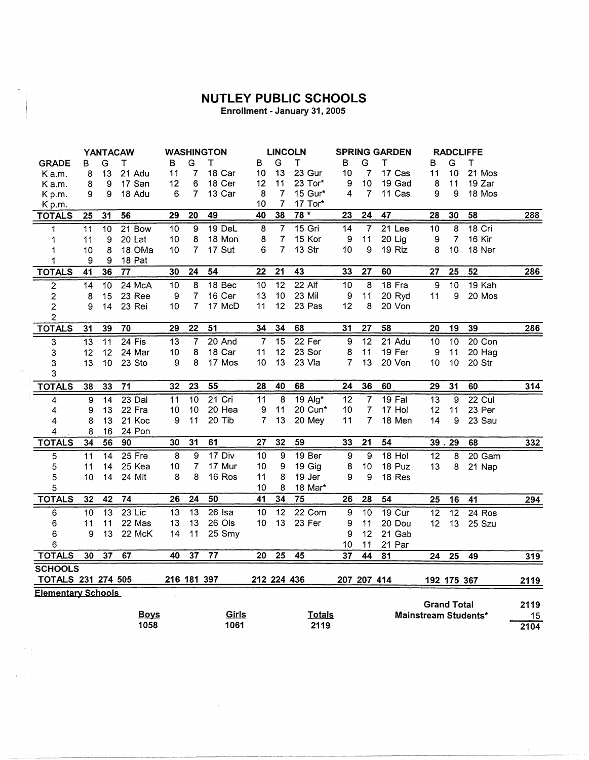# NUTLEY PUBLIC SCHOOLS

**Enrollment - January 31, 2005**

| | YANTACAW | | | | WASHINGTON | | | | LINCOLN | | | | SPRING GARDEN | | | | RADCLIFFE | | | | |
|---|---|---|---|---|---|---|---|---|---|---|---|---|---|---|---|---|---|---|---|---|---|
| **GRADE** | B | G | T | | B | G | T | | B | G | T | | B | G | T | | B | G | T | | |
| K a.m. | 8 | 13 | 21 | Adu | 11 | 7 | 18 | Car | 10 | 13 | 23 | Gur | 10 | 7 | 17 | Cas | 11 | 10 | 21 | Mos | |
| K a.m. | 8 | 9 | 17 | San | 12 | 6 | 18 | Cer | 12 | 11 | 23 | Tor* | 9 | 10 | 19 | Gad | 8 | 11 | 19 | Zar | |
| K p.m. | 9 | 9 | 18 | Adu | 6 | 7 | 13 | Car | 8 | 7 | 15 | Gur* | 4 | 7 | 11 | Cas | 9 | 9 | 18 | Mos | |
| K p.m. | | | | | | | | | 10 | 7 | 17 | Tor* | | | | | | | | | |
| **TOTALS** | **25** | **31** | **56** | | **29** | **20** | **49** | | **40** | **38** | **78 *** | | **23** | **24** | **47** | | **28** | **30** | **58** | | **288** |
| 1 | 11 | 10 | 21 | Bow | 10 | 9 | 19 | DeL | 8 | 7 | 15 | Gri | 14 | 7 | 21 | Lee | 10 | 8 | 18 | Cri | |
| 1 | 11 | 9 | 20 | Lat | 10 | 8 | 18 | Mon | 8 | 7 | 15 | Kor | 9 | 11 | 20 | Lig | 9 | 7 | 16 | Kir | |
| 1 | 10 | 8 | 18 | OMa | 10 | 7 | 17 | Sut | 6 | 7 | 13 | Str | 10 | 9 | 19 | Riz | 8 | 10 | 18 | Ner | |
| 1 | 9 | 9 | 18 | Pat | | | | | | | | | | | | | | | | | |
| **TOTALS** | **41** | **36** | **77** | | **30** | **24** | **54** | | **22** | **21** | **43** | | **33** | **27** | **60** | | **27** | **25** | **52** | | **286** |
| 2 | 14 | 10 | 24 | McA | 10 | 8 | 18 | Bec | 10 | 12 | 22 | Alf | 10 | 8 | 18 | Fra | 9 | 10 | 19 | Kah | |
| 2 | 8 | 15 | 23 | Ree | 9 | 7 | 16 | Cer | 13 | 10 | 23 | Mil | 9 | 11 | 20 | Ryd | 11 | 9 | 20 | Mos | |
| 2 | 9 | 14 | 23 | Rei | 10 | 7 | 17 | McD | 11 | 12 | 23 | Pas | 12 | 8 | 20 | Von | | | | | |
| 2 | | | | | | | | | | | | | | | | | | | | | |
| **TOTALS** | **31** | **39** | **70** | | **29** | **22** | **51** | | **34** | **34** | **68** | | **31** | **27** | **58** | | **20** | **19** | **39** | | **286** |
| 3 | 13 | 11 | 24 | Fis | 13 | 7 | 20 | And | 7 | 15 | 22 | Fer | 9 | 12 | 21 | Adu | 10 | 10 | 20 | Con | |
| 3 | 12 | 12 | 24 | Mar | 10 | 8 | 18 | Car | 11 | 12 | 23 | Sor | 8 | 11 | 19 | Fer | 9 | 11 | 20 | Hag | |
| 3 | 13 | 10 | 23 | Sto | 9 | 8 | 17 | Mos | 10 | 13 | 23 | Vla | 7 | 13 | 20 | Ven | 10 | 10 | 20 | Str | |
| 3 | | | | | | | | | | | | | | | | | | | | | |
| **TOTALS** | **38** | **33** | **71** | | **32** | **23** | **55** | | **28** | **40** | **68** | | **24** | **36** | **60** | | **29** | **31** | **60** | | **314** |
| 4 | 9 | 14 | 23 | Dal | 11 | 10 | 21 | Cri | 11 | 8 | 19 | Alg* | 12 | 7 | 19 | Fal | 13 | 9 | 22 | Cul | |
| 4 | 9 | 13 | 22 | Fra | 10 | 10 | 20 | Hea | 9 | 11 | 20 | Cun* | 10 | 7 | 17 | Hol | 12 | 11 | 23 | Per | |
| 4 | 8 | 13 | 21 | Koc | 9 | 11 | 20 | Tib | 7 | 13 | 20 | Mey | 11 | 7 | 18 | Men | 14 | 9 | 23 | Sau | |
| 4 | 8 | 16 | 24 | Pon | | | | | | | | | | | | | | | | | |
| **TOTALS** | **34** | **56** | **90** | | **30** | **31** | **61** | | **27** | **32** | **59** | | **33** | **21** | **54** | | **39** | **29** | **68** | | **332** |
| 5 | 11 | 14 | 25 | Fre | 8 | 9 | 17 | Div | 10 | 9 | 19 | Ber | 9 | 9 | 18 | Hol | 12 | 8 | 20 | Gam | |
| 5 | 11 | 14 | 25 | Kea | 10 | 7 | 17 | Mur | 10 | 9 | 19 | Gig | 8 | 10 | 18 | Puz | 13 | 8 | 21 | Nap | |
| 5 | 10 | 14 | 24 | Mit | 8 | 8 | 16 | Ros | 11 | 8 | 19 | Jer | 9 | 9 | 18 | Res | | | | | |
| 5 | | | | | | | | | 10 | 8 | 18 | Mar* | | | | | | | | | |
| **TOTALS** | **32** | **42** | **74** | | **26** | **24** | **50** | | **41** | **34** | **75** | | **26** | **28** | **54** | | **25** | **16** | **41** | | **294** |
| 6 | 10 | 13 | 23 | Lic | 13 | 13 | 26 | Isa | 10 | 12 | 22 | Com | 9 | 10 | 19 | Cur | 12 | 12 | 24 | Ros | |
| 6 | 11 | 11 | 22 | Mas | 13 | 13 | 26 | Ols | 10 | 13 | 23 | Fer | 9 | 11 | 20 | Dou | 12 | 13 | 25 | Szu | |
| 6 | 9 | 13 | 22 | McK | 14 | 11 | 25 | Smy | | | | | 9 | 12 | 21 | Gab | | | | | |
| 6 | | | | | | | | | | | | | 10 | 11 | 21 | Par | | | | | |
| **TOTALS** | **30** | **37** | **67** | | **40** | **37** | **77** | | **20** | **25** | **45** | | **37** | **44** | **81** | | **24** | **25** | **49** | | **319** |
| **SCHOOLS TOTALS** | **231** | **274** | **505** | | **216** | **181** | **397** | | **212** | **224** | **436** | | **207** | **207** | **414** | | **192** | **175** | **367** | | **2119** |

**Elementary Schools**

| Boys | Girls | Totals |
|---|---|---|
| 1058 | 1061 | 2119 |

| | |
|---|---|
| **Grand Total** | 2119 |
| **Mainstream Students*** | 15 |
| | **2104** |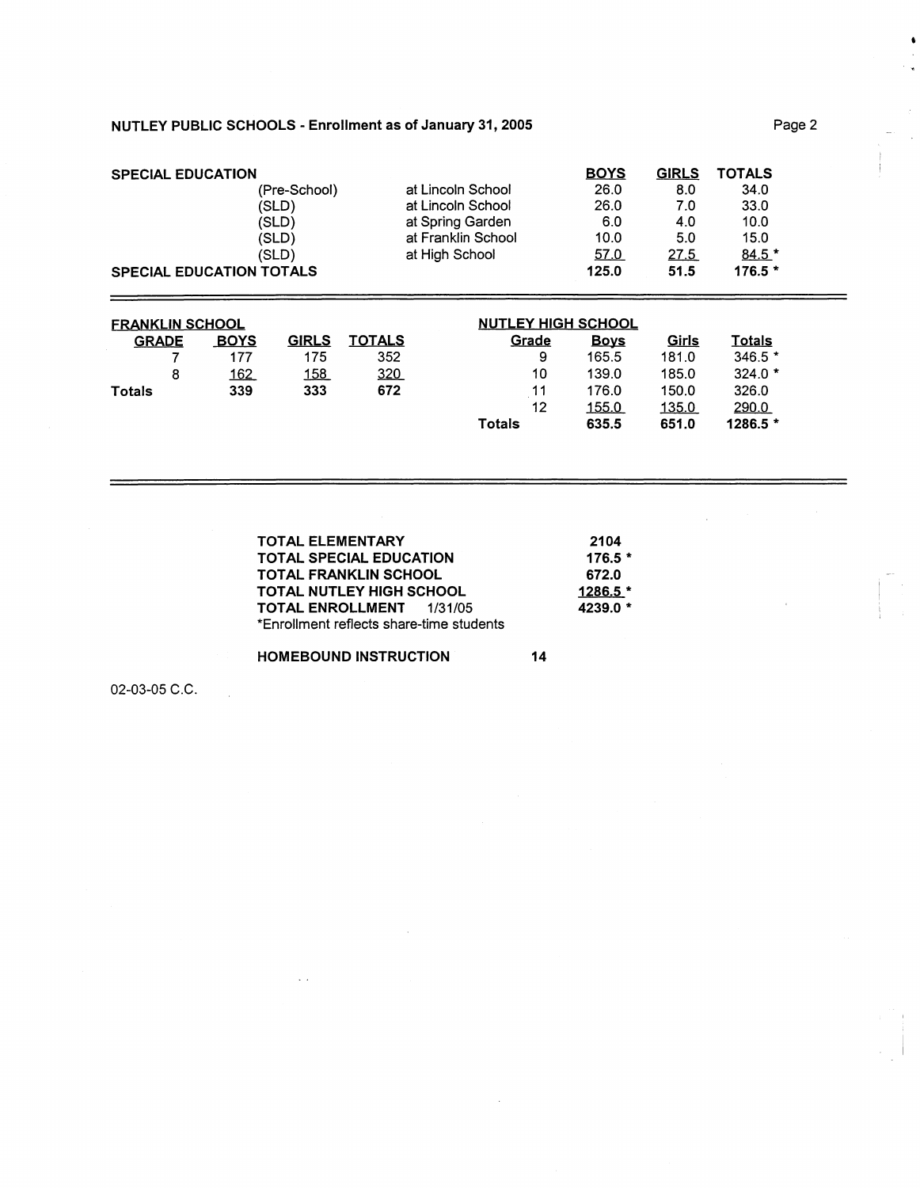NUTLEY PUBLIC SCHOOLS - Enrollment as of January 31, 2005

| SPECIAL EDUCATION | | | BOYS | GIRLS | TOTALS |
|---|---|---|---|---|---|
| | (Pre-School) | at Lincoln School | 26.0 | 8.0 | 34.0 |
| | (SLD) | at Lincoln School | 26.0 | 7.0 | 33.0 |
| | (SLD) | at Spring Garden | 6.0 | 4.0 | 10.0 |
| | (SLD) | at Franklin School | 10.0 | 5.0 | 15.0 |
| | (SLD) | at High School | 57.0 | 27.5 | 84.5 * |
| **SPECIAL EDUCATION TOTALS** | | | **125.0** | **51.5** | **176.5 *** |

**FRANKLIN SCHOOL**

| GRADE | BOYS | GIRLS | TOTALS |
|---|---|---|---|
| 7 | 177 | 175 | 352 |
| 8 | 162 | 158 | 320 |
| **Totals** | **339** | **333** | **672** |

**NUTLEY HIGH SCHOOL**

| Grade | Boys | Girls | Totals |
|---|---|---|---|
| 9 | 165.5 | 181.0 | 346.5 * |
| 10 | 139.0 | 185.0 | 324.0 * |
| 11 | 176.0 | 150.0 | 326.0 |
| 12 | 155.0 | 135.0 | 290.0 |
| **Totals** | **635.5** | **651.0** | **1286.5 *** |

| | |
|---|---|
| **TOTAL ELEMENTARY** | **2104** |
| **TOTAL SPECIAL EDUCATION** | **176.5 *** |
| **TOTAL FRANKLIN SCHOOL** | **672.0** |
| **TOTAL NUTLEY HIGH SCHOOL** | **1286.5 *** |
| **TOTAL ENROLLMENT** 1/31/05 | **4239.0 *** |

*Enrollment reflects share-time students

**HOMEBOUND INSTRUCTION** 14

02-03-05 C.C.